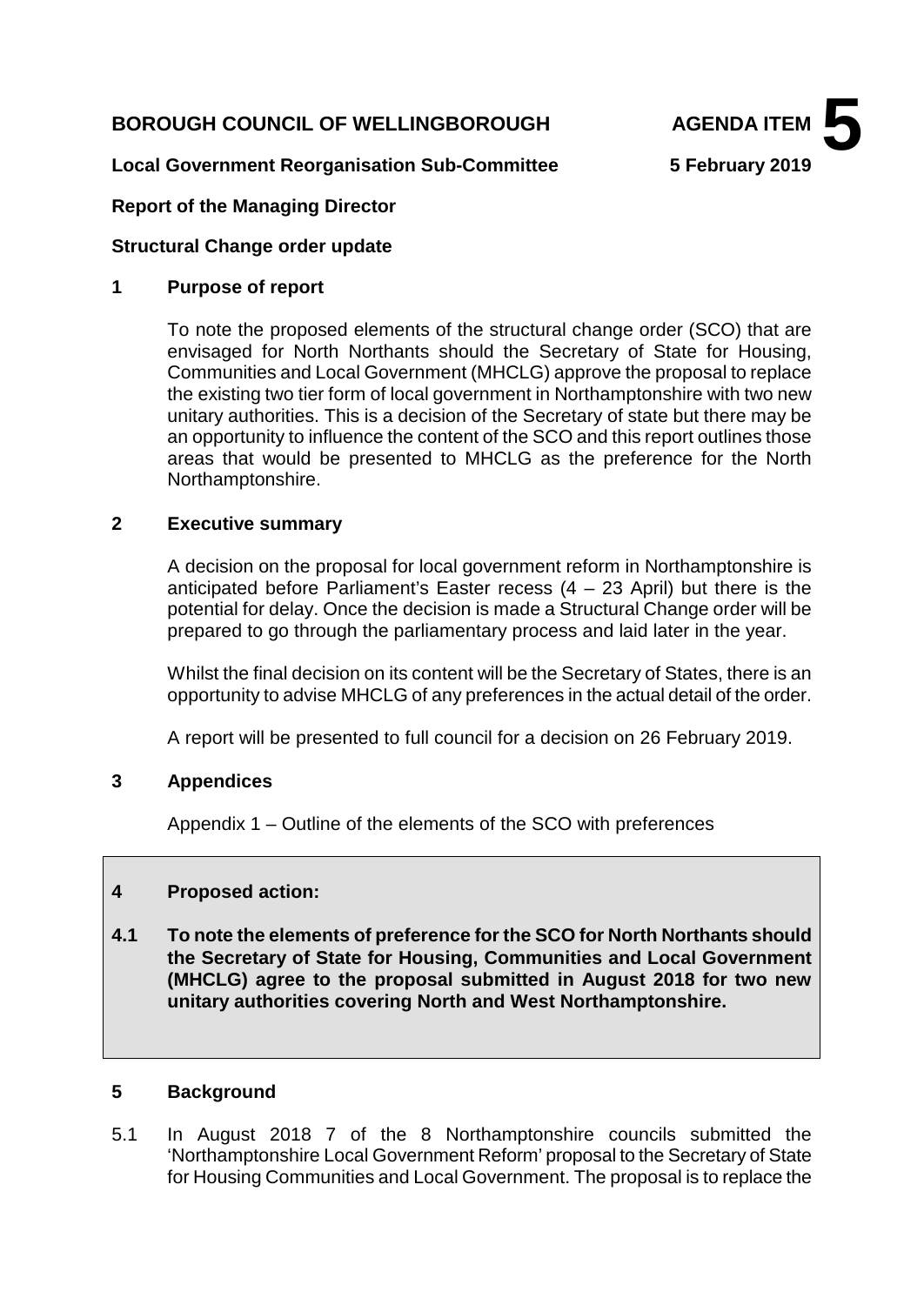**BOROUGH COUNCIL OF WELLINGBOROUGH** **AGENDA ITEM 5**

**Local Government Reorganisation Sub-Committee** **5 February 2019**

**Report of the Managing Director**

**Structural Change order update**

## 1 Purpose of report

To note the proposed elements of the structural change order (SCO) that are envisaged for North Northants should the Secretary of State for Housing, Communities and Local Government (MHCLG) approve the proposal to replace the existing two tier form of local government in Northamptonshire with two new unitary authorities. This is a decision of the Secretary of state but there may be an opportunity to influence the content of the SCO and this report outlines those areas that would be presented to MHCLG as the preference for the North Northamptonshire.

## 2 Executive summary

A decision on the proposal for local government reform in Northamptonshire is anticipated before Parliament's Easter recess (4 – 23 April) but there is the potential for delay. Once the decision is made a Structural Change order will be prepared to go through the parliamentary process and laid later in the year.

Whilst the final decision on its content will be the Secretary of States, there is an opportunity to advise MHCLG of any preferences in the actual detail of the order.

A report will be presented to full council for a decision on 26 February 2019.

## 3 Appendices

Appendix 1 – Outline of the elements of the SCO with preferences

## 4 Proposed action:

**4.1 To note the elements of preference for the SCO for North Northants should the Secretary of State for Housing, Communities and Local Government (MHCLG) agree to the proposal submitted in August 2018 for two new unitary authorities covering North and West Northamptonshire.**

## 5 Background

5.1 In August 2018 7 of the 8 Northamptonshire councils submitted the 'Northamptonshire Local Government Reform' proposal to the Secretary of State for Housing Communities and Local Government. The proposal is to replace the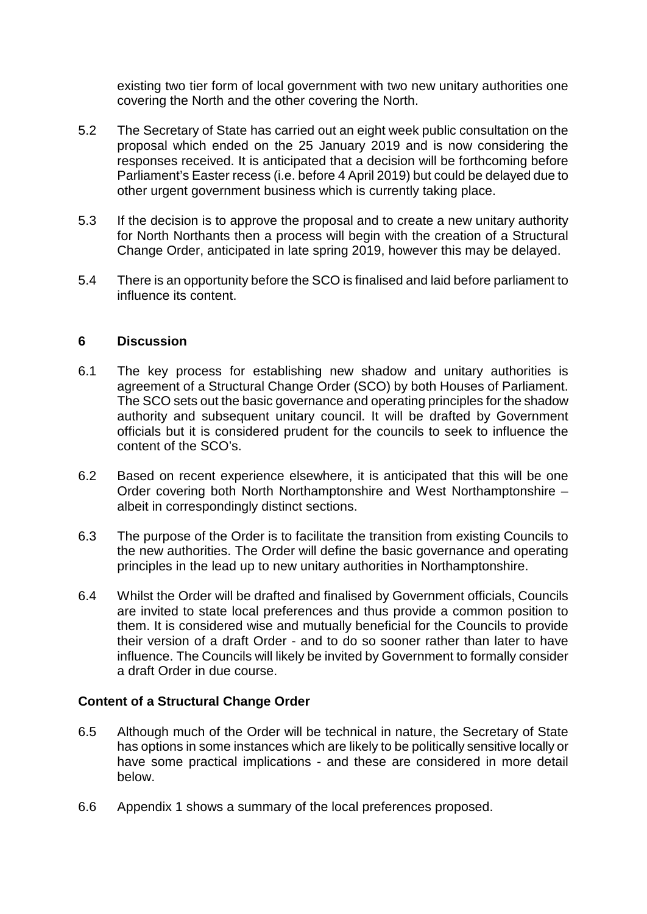existing two tier form of local government with two new unitary authorities one covering the North and the other covering the North.

5.2 The Secretary of State has carried out an eight week public consultation on the proposal which ended on the 25 January 2019 and is now considering the responses received. It is anticipated that a decision will be forthcoming before Parliament's Easter recess (i.e. before 4 April 2019) but could be delayed due to other urgent government business which is currently taking place.

5.3 If the decision is to approve the proposal and to create a new unitary authority for North Northants then a process will begin with the creation of a Structural Change Order, anticipated in late spring 2019, however this may be delayed.

5.4 There is an opportunity before the SCO is finalised and laid before parliament to influence its content.

## 6 Discussion

6.1 The key process for establishing new shadow and unitary authorities is agreement of a Structural Change Order (SCO) by both Houses of Parliament. The SCO sets out the basic governance and operating principles for the shadow authority and subsequent unitary council. It will be drafted by Government officials but it is considered prudent for the councils to seek to influence the content of the SCO's.

6.2 Based on recent experience elsewhere, it is anticipated that this will be one Order covering both North Northamptonshire and West Northamptonshire – albeit in correspondingly distinct sections.

6.3 The purpose of the Order is to facilitate the transition from existing Councils to the new authorities. The Order will define the basic governance and operating principles in the lead up to new unitary authorities in Northamptonshire.

6.4 Whilst the Order will be drafted and finalised by Government officials, Councils are invited to state local preferences and thus provide a common position to them. It is considered wise and mutually beneficial for the Councils to provide their version of a draft Order - and to do so sooner rather than later to have influence. The Councils will likely be invited by Government to formally consider a draft Order in due course.

### Content of a Structural Change Order

6.5 Although much of the Order will be technical in nature, the Secretary of State has options in some instances which are likely to be politically sensitive locally or have some practical implications - and these are considered in more detail below.

6.6 Appendix 1 shows a summary of the local preferences proposed.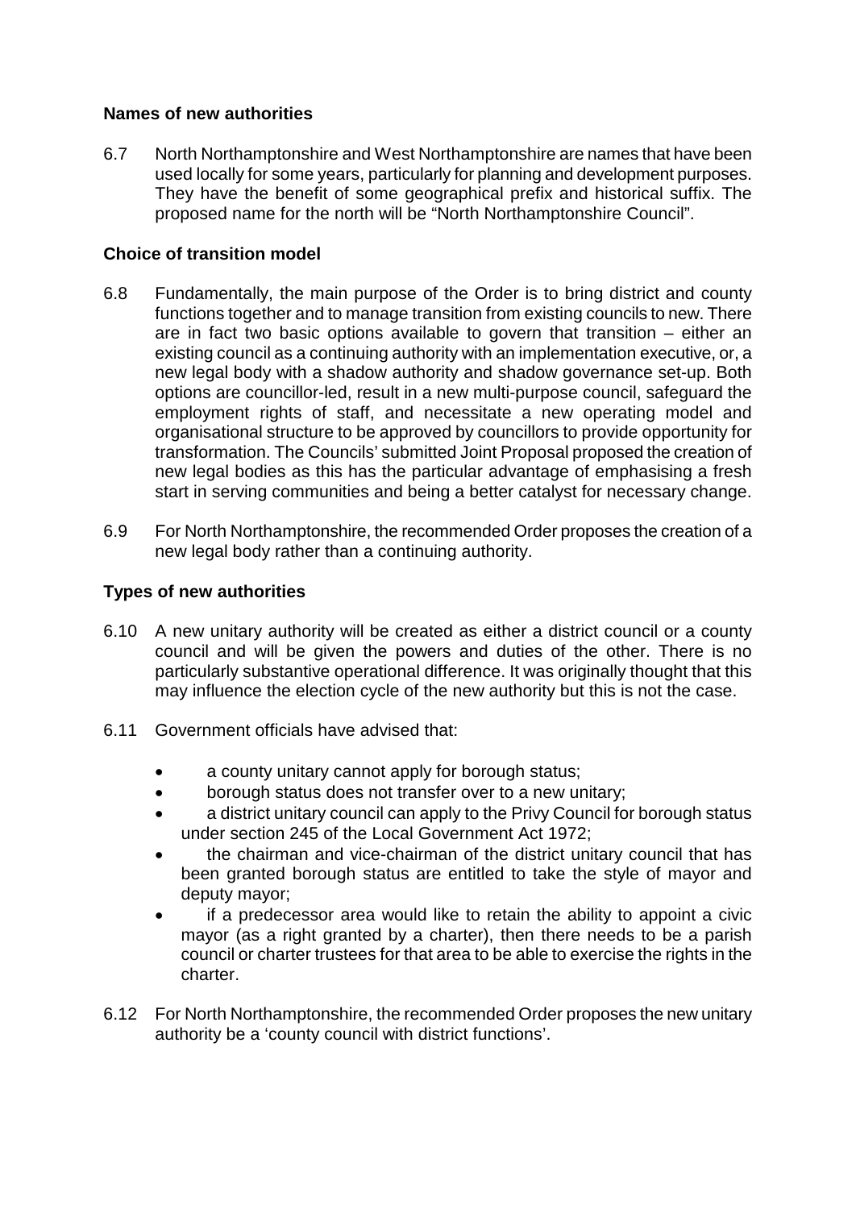### Names of new authorities

6.7 North Northamptonshire and West Northamptonshire are names that have been used locally for some years, particularly for planning and development purposes. They have the benefit of some geographical prefix and historical suffix. The proposed name for the north will be "North Northamptonshire Council".

### Choice of transition model

6.8 Fundamentally, the main purpose of the Order is to bring district and county functions together and to manage transition from existing councils to new. There are in fact two basic options available to govern that transition – either an existing council as a continuing authority with an implementation executive, or, a new legal body with a shadow authority and shadow governance set-up. Both options are councillor-led, result in a new multi-purpose council, safeguard the employment rights of staff, and necessitate a new operating model and organisational structure to be approved by councillors to provide opportunity for transformation. The Councils' submitted Joint Proposal proposed the creation of new legal bodies as this has the particular advantage of emphasising a fresh start in serving communities and being a better catalyst for necessary change.

6.9 For North Northamptonshire, the recommended Order proposes the creation of a new legal body rather than a continuing authority.

### Types of new authorities

6.10 A new unitary authority will be created as either a district council or a county council and will be given the powers and duties of the other. There is no particularly substantive operational difference. It was originally thought that this may influence the election cycle of the new authority but this is not the case.

6.11 Government officials have advised that:

- a county unitary cannot apply for borough status;
- borough status does not transfer over to a new unitary;
- a district unitary council can apply to the Privy Council for borough status under section 245 of the Local Government Act 1972;
- the chairman and vice-chairman of the district unitary council that has been granted borough status are entitled to take the style of mayor and deputy mayor;
- if a predecessor area would like to retain the ability to appoint a civic mayor (as a right granted by a charter), then there needs to be a parish council or charter trustees for that area to be able to exercise the rights in the charter.

6.12 For North Northamptonshire, the recommended Order proposes the new unitary authority be a 'county council with district functions'.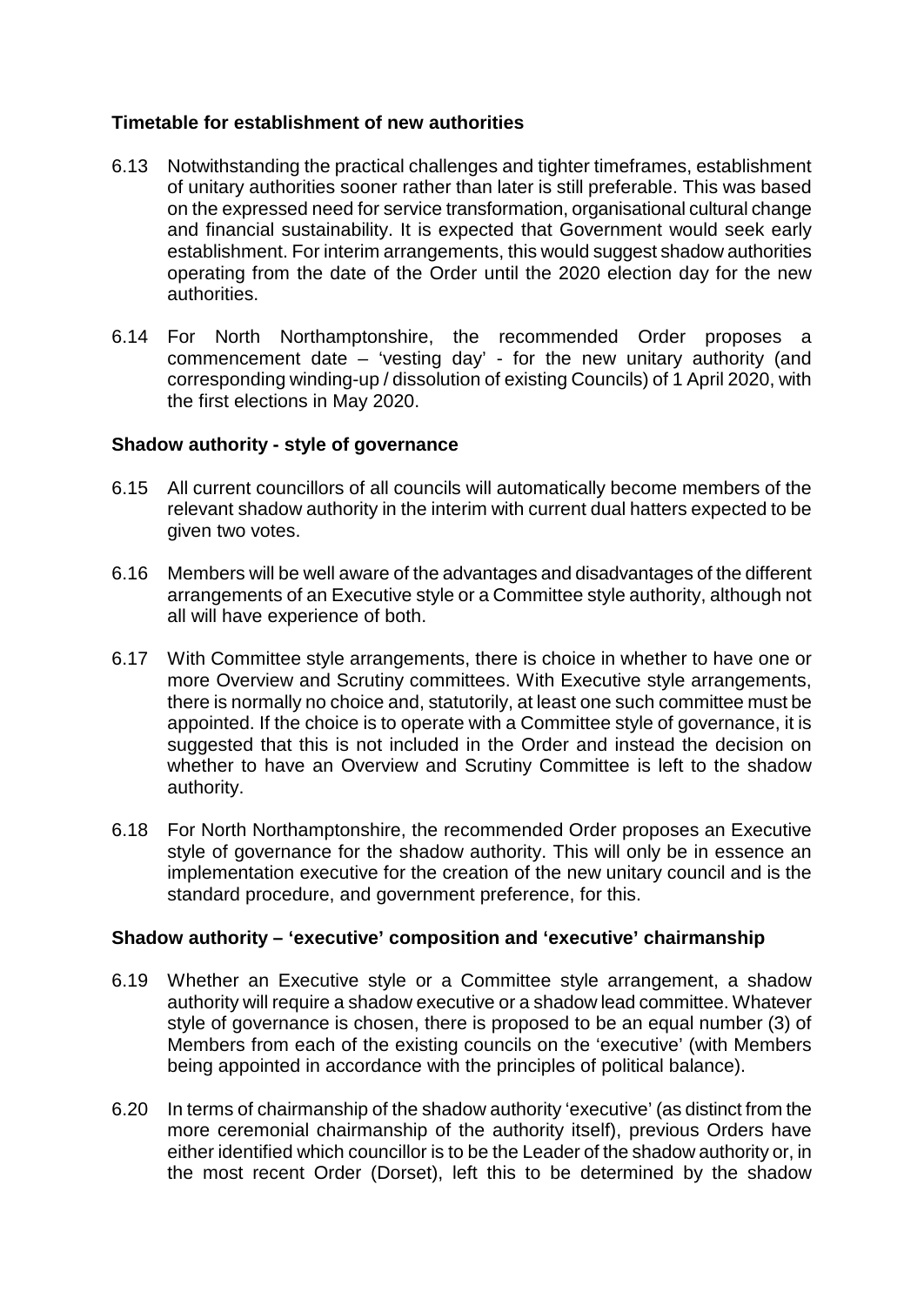### Timetable for establishment of new authorities

6.13 Notwithstanding the practical challenges and tighter timeframes, establishment of unitary authorities sooner rather than later is still preferable. This was based on the expressed need for service transformation, organisational cultural change and financial sustainability. It is expected that Government would seek early establishment. For interim arrangements, this would suggest shadow authorities operating from the date of the Order until the 2020 election day for the new authorities.

6.14 For North Northamptonshire, the recommended Order proposes a commencement date – 'vesting day' - for the new unitary authority (and corresponding winding-up / dissolution of existing Councils) of 1 April 2020, with the first elections in May 2020.

### Shadow authority - style of governance

6.15 All current councillors of all councils will automatically become members of the relevant shadow authority in the interim with current dual hatters expected to be given two votes.

6.16 Members will be well aware of the advantages and disadvantages of the different arrangements of an Executive style or a Committee style authority, although not all will have experience of both.

6.17 With Committee style arrangements, there is choice in whether to have one or more Overview and Scrutiny committees. With Executive style arrangements, there is normally no choice and, statutorily, at least one such committee must be appointed. If the choice is to operate with a Committee style of governance, it is suggested that this is not included in the Order and instead the decision on whether to have an Overview and Scrutiny Committee is left to the shadow authority.

6.18 For North Northamptonshire, the recommended Order proposes an Executive style of governance for the shadow authority. This will only be in essence an implementation executive for the creation of the new unitary council and is the standard procedure, and government preference, for this.

### Shadow authority – 'executive' composition and 'executive' chairmanship

6.19 Whether an Executive style or a Committee style arrangement, a shadow authority will require a shadow executive or a shadow lead committee. Whatever style of governance is chosen, there is proposed to be an equal number (3) of Members from each of the existing councils on the 'executive' (with Members being appointed in accordance with the principles of political balance).

6.20 In terms of chairmanship of the shadow authority 'executive' (as distinct from the more ceremonial chairmanship of the authority itself), previous Orders have either identified which councillor is to be the Leader of the shadow authority or, in the most recent Order (Dorset), left this to be determined by the shadow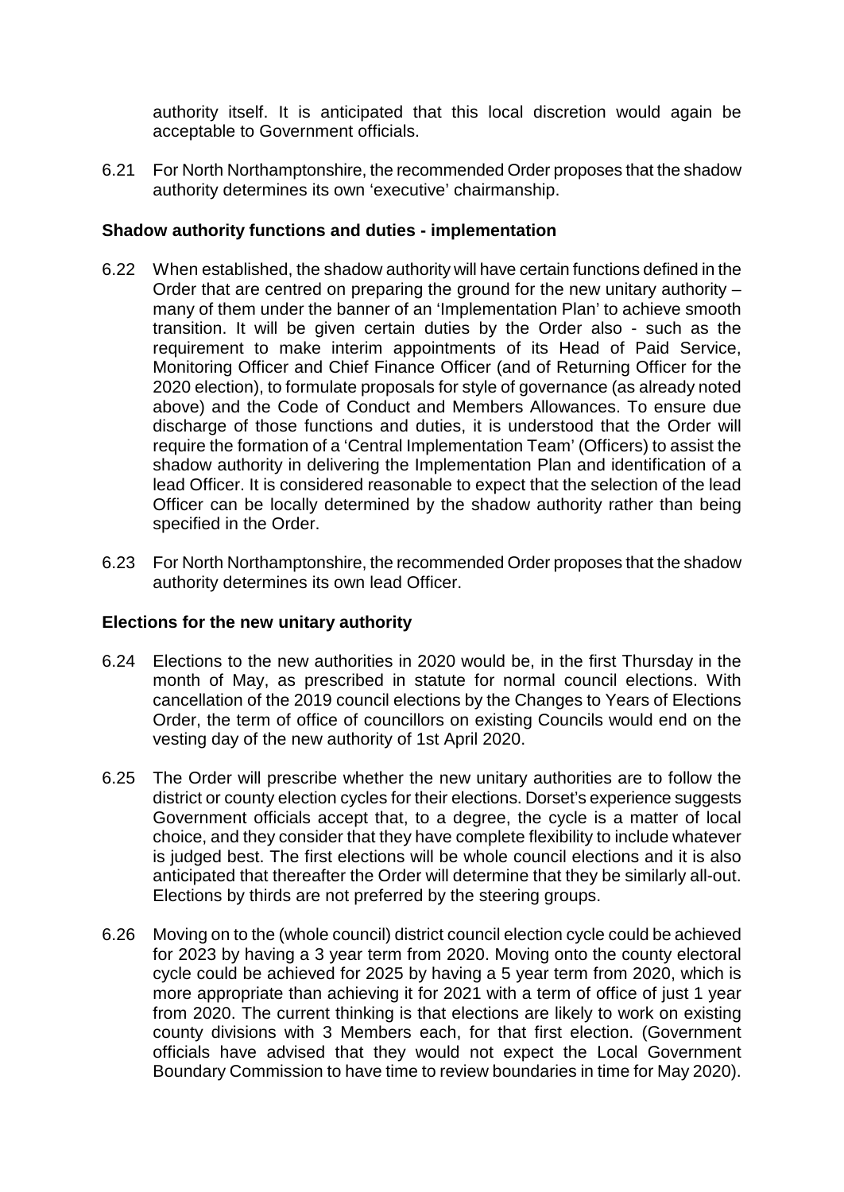authority itself. It is anticipated that this local discretion would again be acceptable to Government officials.

6.21 For North Northamptonshire, the recommended Order proposes that the shadow authority determines its own 'executive' chairmanship.

**Shadow authority functions and duties - implementation**

6.22 When established, the shadow authority will have certain functions defined in the Order that are centred on preparing the ground for the new unitary authority – many of them under the banner of an 'Implementation Plan' to achieve smooth transition. It will be given certain duties by the Order also - such as the requirement to make interim appointments of its Head of Paid Service, Monitoring Officer and Chief Finance Officer (and of Returning Officer for the 2020 election), to formulate proposals for style of governance (as already noted above) and the Code of Conduct and Members Allowances. To ensure due discharge of those functions and duties, it is understood that the Order will require the formation of a 'Central Implementation Team' (Officers) to assist the shadow authority in delivering the Implementation Plan and identification of a lead Officer. It is considered reasonable to expect that the selection of the lead Officer can be locally determined by the shadow authority rather than being specified in the Order.

6.23 For North Northamptonshire, the recommended Order proposes that the shadow authority determines its own lead Officer.

**Elections for the new unitary authority**

6.24 Elections to the new authorities in 2020 would be, in the first Thursday in the month of May, as prescribed in statute for normal council elections. With cancellation of the 2019 council elections by the Changes to Years of Elections Order, the term of office of councillors on existing Councils would end on the vesting day of the new authority of 1st April 2020.

6.25 The Order will prescribe whether the new unitary authorities are to follow the district or county election cycles for their elections. Dorset's experience suggests Government officials accept that, to a degree, the cycle is a matter of local choice, and they consider that they have complete flexibility to include whatever is judged best. The first elections will be whole council elections and it is also anticipated that thereafter the Order will determine that they be similarly all-out. Elections by thirds are not preferred by the steering groups.

6.26 Moving on to the (whole council) district council election cycle could be achieved for 2023 by having a 3 year term from 2020. Moving onto the county electoral cycle could be achieved for 2025 by having a 5 year term from 2020, which is more appropriate than achieving it for 2021 with a term of office of just 1 year from 2020. The current thinking is that elections are likely to work on existing county divisions with 3 Members each, for that first election. (Government officials have advised that they would not expect the Local Government Boundary Commission to have time to review boundaries in time for May 2020).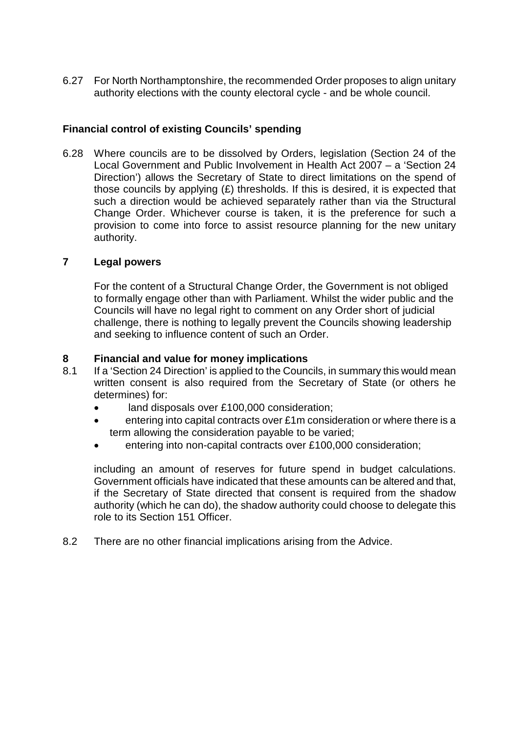6.27 For North Northamptonshire, the recommended Order proposes to align unitary authority elections with the county electoral cycle - and be whole council.

**Financial control of existing Councils' spending**

6.28 Where councils are to be dissolved by Orders, legislation (Section 24 of the Local Government and Public Involvement in Health Act 2007 – a 'Section 24 Direction') allows the Secretary of State to direct limitations on the spend of those councils by applying (£) thresholds. If this is desired, it is expected that such a direction would be achieved separately rather than via the Structural Change Order. Whichever course is taken, it is the preference for such a provision to come into force to assist resource planning for the new unitary authority.

## 7 Legal powers

For the content of a Structural Change Order, the Government is not obliged to formally engage other than with Parliament. Whilst the wider public and the Councils will have no legal right to comment on any Order short of judicial challenge, there is nothing to legally prevent the Councils showing leadership and seeking to influence content of such an Order.

## 8 Financial and value for money implications

8.1 If a 'Section 24 Direction' is applied to the Councils, in summary this would mean written consent is also required from the Secretary of State (or others he determines) for:

- land disposals over £100,000 consideration;
- entering into capital contracts over £1m consideration or where there is a term allowing the consideration payable to be varied;
- entering into non-capital contracts over £100,000 consideration;

including an amount of reserves for future spend in budget calculations. Government officials have indicated that these amounts can be altered and that, if the Secretary of State directed that consent is required from the shadow authority (which he can do), the shadow authority could choose to delegate this role to its Section 151 Officer.

8.2 There are no other financial implications arising from the Advice.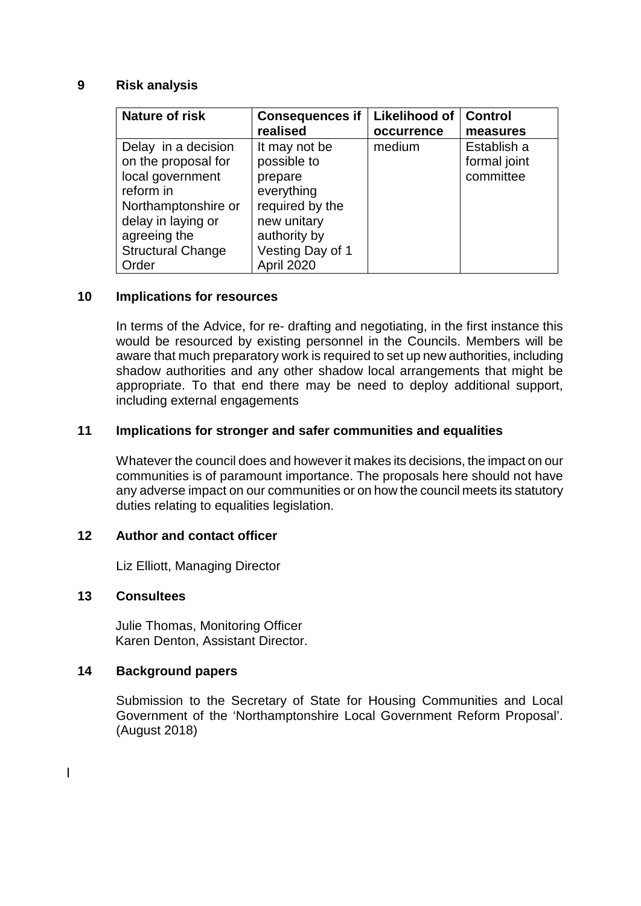## 9 Risk analysis

| Nature of risk | Consequences if realised | Likelihood of occurrence | Control measures |
| --- | --- | --- | --- |
| Delay in a decision on the proposal for local government reform in Northamptonshire or delay in laying or agreeing the Structural Change Order | It may not be possible to prepare everything required by the new unitary authority by Vesting Day of 1 April 2020 | medium | Establish a formal joint committee |

## 10 Implications for resources

In terms of the Advice, for re- drafting and negotiating, in the first instance this would be resourced by existing personnel in the Councils. Members will be aware that much preparatory work is required to set up new authorities, including shadow authorities and any other shadow local arrangements that might be appropriate. To that end there may be need to deploy additional support, including external engagements

## 11 Implications for stronger and safer communities and equalities

Whatever the council does and however it makes its decisions, the impact on our communities is of paramount importance. The proposals here should not have any adverse impact on our communities or on how the council meets its statutory duties relating to equalities legislation.

## 12 Author and contact officer

Liz Elliott, Managing Director

## 13 Consultees

Julie Thomas, Monitoring Officer
Karen Denton, Assistant Director.

## 14 Background papers

Submission to the Secretary of State for Housing Communities and Local Government of the 'Northamptonshire Local Government Reform Proposal'. (August 2018)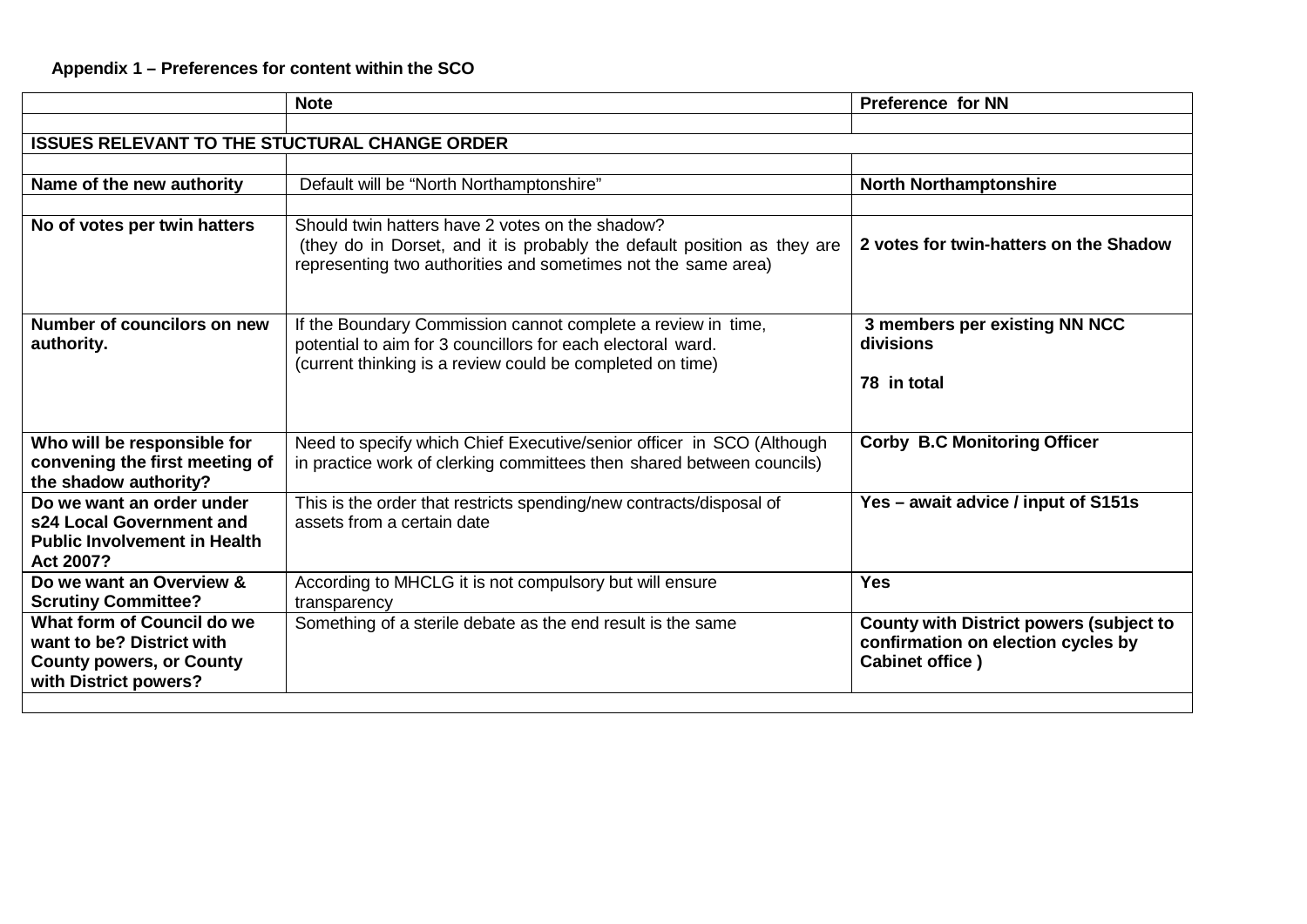**Appendix 1 – Preferences for content within the SCO**

| | Note | Preference for NN |
|---|---|---|
| | | |
| **ISSUES RELEVANT TO THE STUCTURAL CHANGE ORDER** | | |
| | | |
| **Name of the new authority** | Default will be "North Northamptonshire" | **North Northamptonshire** |
| | | |
| **No of votes per twin hatters** | Should twin hatters have 2 votes on the shadow? (they do in Dorset, and it is probably the default position as they are representing two authorities and sometimes not the same area) | **2 votes for twin-hatters on the Shadow** |
| **Number of councilors on new authority.** | If the Boundary Commission cannot complete a review in time, potential to aim for 3 councillors for each electoral ward. (current thinking is a review could be completed on time) | **3 members per existing NN NCC divisions**<br><br>**78 in total** |
| **Who will be responsible for convening the first meeting of the shadow authority?** | Need to specify which Chief Executive/senior officer in SCO (Although in practice work of clerking committees then shared between councils) | **Corby B.C Monitoring Officer** |
| **Do we want an order under s24 Local Government and Public Involvement in Health Act 2007?** | This is the order that restricts spending/new contracts/disposal of assets from a certain date | **Yes – await advice / input of S151s** |
| **Do we want an Overview & Scrutiny Committee?** | According to MHCLG it is not compulsory but will ensure transparency | **Yes** |
| **What form of Council do we want to be? District with County powers, or County with District powers?** | Something of a sterile debate as the end result is the same | **County with District powers (subject to confirmation on election cycles by Cabinet office )** |
| | | |